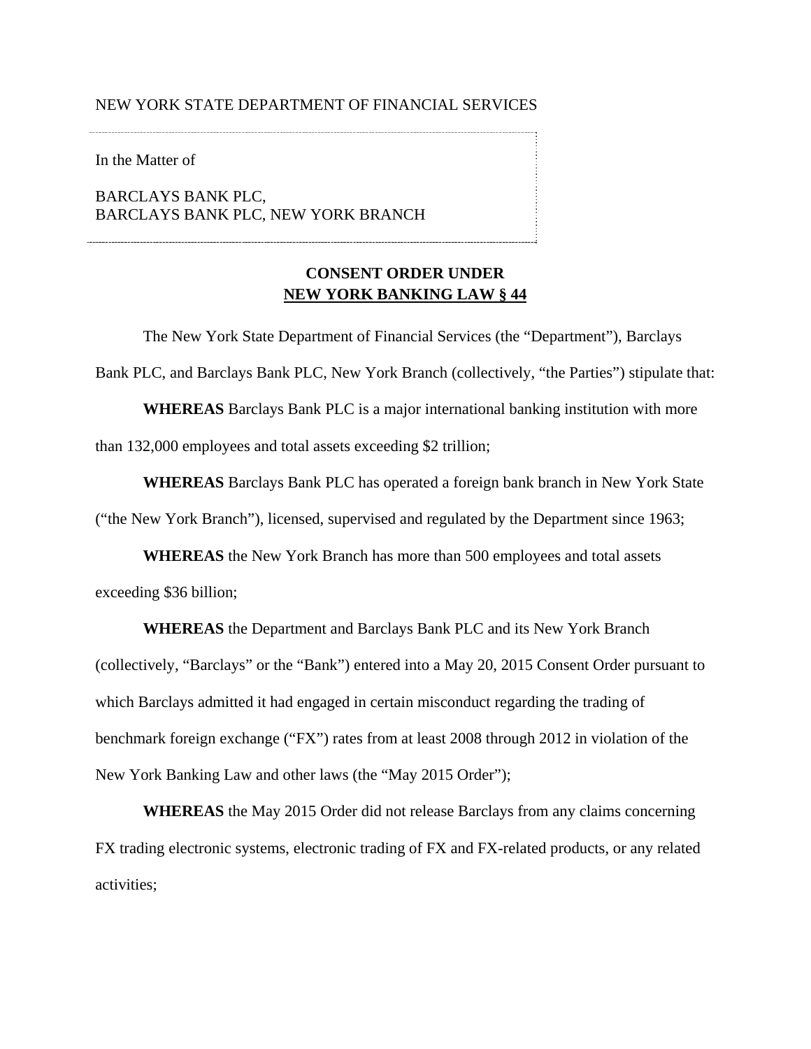NEW YORK STATE DEPARTMENT OF FINANCIAL SERVICES

In the Matter of

BARCLAYS BANK PLC,
BARCLAYS BANK PLC, NEW YORK BRANCH

**CONSENT ORDER UNDER**
**NEW YORK BANKING LAW § 44**

The New York State Department of Financial Services (the "Department"), Barclays Bank PLC, and Barclays Bank PLC, New York Branch (collectively, "the Parties") stipulate that:

**WHEREAS** Barclays Bank PLC is a major international banking institution with more than 132,000 employees and total assets exceeding $2 trillion;

**WHEREAS** Barclays Bank PLC has operated a foreign bank branch in New York State ("the New York Branch"), licensed, supervised and regulated by the Department since 1963;

**WHEREAS** the New York Branch has more than 500 employees and total assets exceeding $36 billion;

**WHEREAS** the Department and Barclays Bank PLC and its New York Branch (collectively, "Barclays" or the "Bank") entered into a May 20, 2015 Consent Order pursuant to which Barclays admitted it had engaged in certain misconduct regarding the trading of benchmark foreign exchange ("FX") rates from at least 2008 through 2012 in violation of the New York Banking Law and other laws (the "May 2015 Order");

**WHEREAS** the May 2015 Order did not release Barclays from any claims concerning FX trading electronic systems, electronic trading of FX and FX-related products, or any related activities;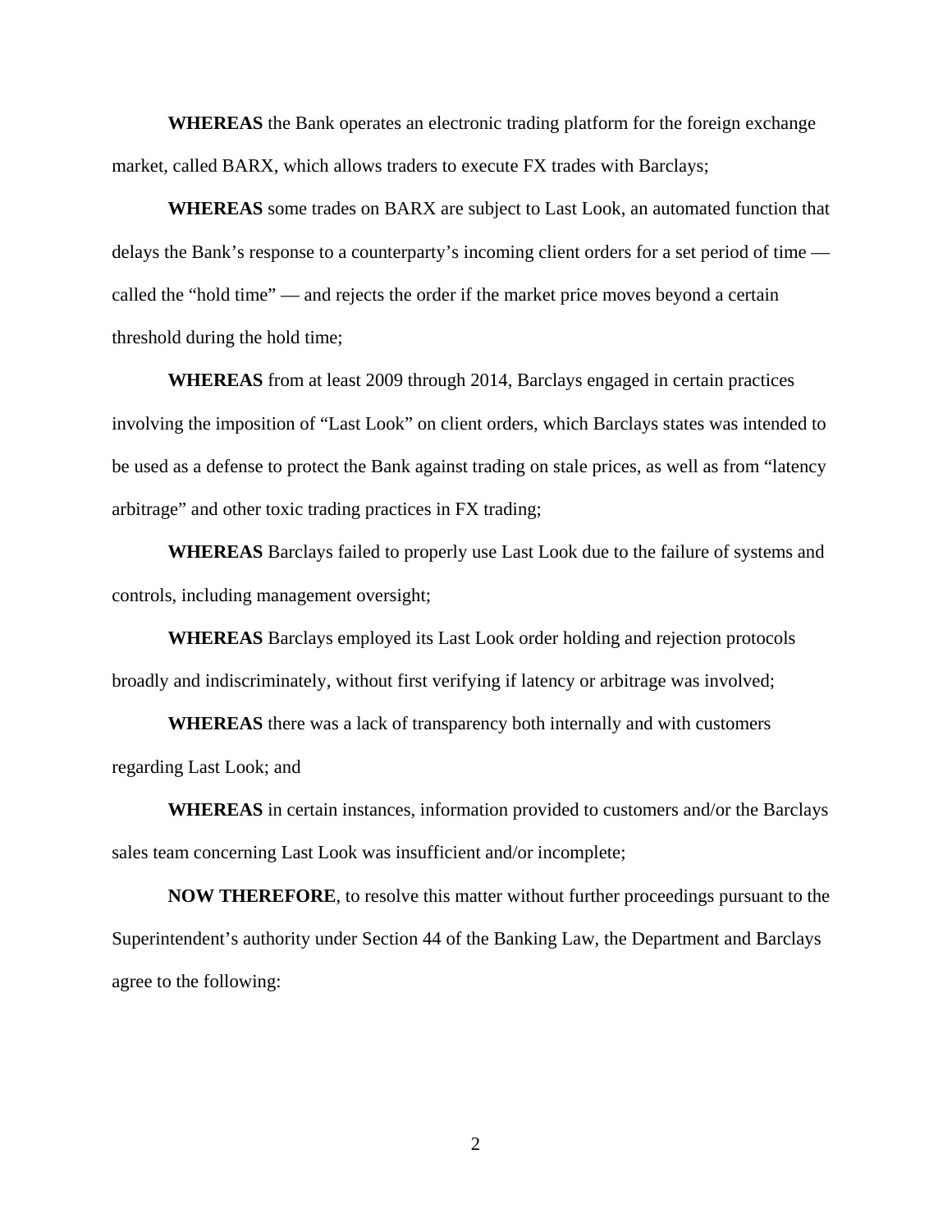**WHEREAS** the Bank operates an electronic trading platform for the foreign exchange market, called BARX, which allows traders to execute FX trades with Barclays;

**WHEREAS** some trades on BARX are subject to Last Look, an automated function that delays the Bank's response to a counterparty's incoming client orders for a set period of time — called the "hold time" — and rejects the order if the market price moves beyond a certain threshold during the hold time;

**WHEREAS** from at least 2009 through 2014, Barclays engaged in certain practices involving the imposition of "Last Look" on client orders, which Barclays states was intended to be used as a defense to protect the Bank against trading on stale prices, as well as from "latency arbitrage" and other toxic trading practices in FX trading;

**WHEREAS** Barclays failed to properly use Last Look due to the failure of systems and controls, including management oversight;

**WHEREAS** Barclays employed its Last Look order holding and rejection protocols broadly and indiscriminately, without first verifying if latency or arbitrage was involved;

**WHEREAS** there was a lack of transparency both internally and with customers regarding Last Look; and

**WHEREAS** in certain instances, information provided to customers and/or the Barclays sales team concerning Last Look was insufficient and/or incomplete;

**NOW THEREFORE**, to resolve this matter without further proceedings pursuant to the Superintendent's authority under Section 44 of the Banking Law, the Department and Barclays agree to the following: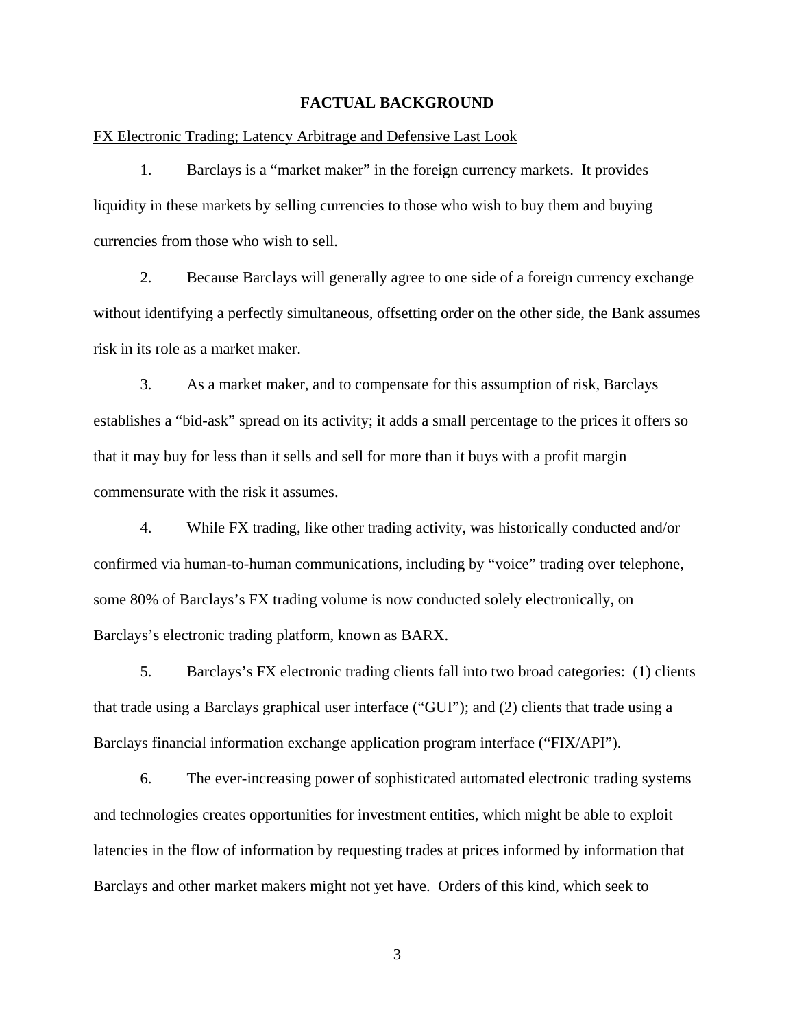## FACTUAL BACKGROUND

FX Electronic Trading; Latency Arbitrage and Defensive Last Look

1. Barclays is a "market maker" in the foreign currency markets. It provides liquidity in these markets by selling currencies to those who wish to buy them and buying currencies from those who wish to sell.

2. Because Barclays will generally agree to one side of a foreign currency exchange without identifying a perfectly simultaneous, offsetting order on the other side, the Bank assumes risk in its role as a market maker.

3. As a market maker, and to compensate for this assumption of risk, Barclays establishes a "bid-ask" spread on its activity; it adds a small percentage to the prices it offers so that it may buy for less than it sells and sell for more than it buys with a profit margin commensurate with the risk it assumes.

4. While FX trading, like other trading activity, was historically conducted and/or confirmed via human-to-human communications, including by "voice" trading over telephone, some 80% of Barclays's FX trading volume is now conducted solely electronically, on Barclays's electronic trading platform, known as BARX.

5. Barclays's FX electronic trading clients fall into two broad categories: (1) clients that trade using a Barclays graphical user interface ("GUI"); and (2) clients that trade using a Barclays financial information exchange application program interface ("FIX/API").

6. The ever-increasing power of sophisticated automated electronic trading systems and technologies creates opportunities for investment entities, which might be able to exploit latencies in the flow of information by requesting trades at prices informed by information that Barclays and other market makers might not yet have. Orders of this kind, which seek to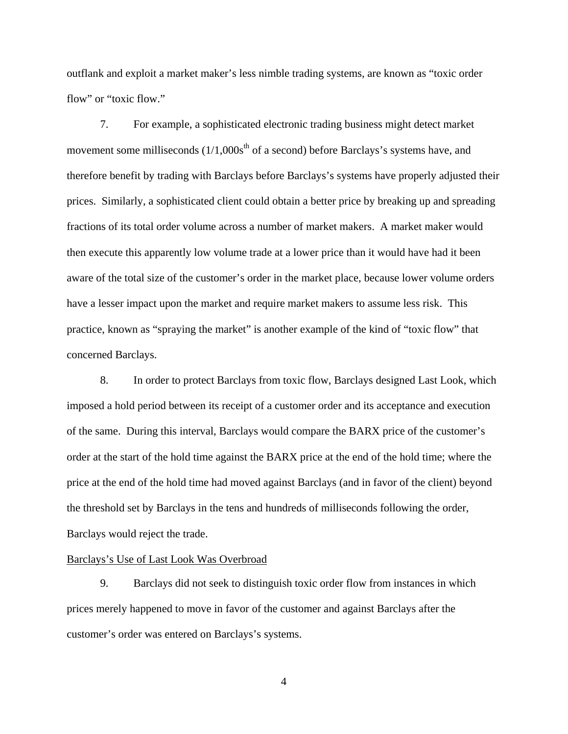outflank and exploit a market maker's less nimble trading systems, are known as "toxic order flow" or "toxic flow."

7. For example, a sophisticated electronic trading business might detect market movement some milliseconds (1/1,000s$^{th}$ of a second) before Barclays's systems have, and therefore benefit by trading with Barclays before Barclays's systems have properly adjusted their prices. Similarly, a sophisticated client could obtain a better price by breaking up and spreading fractions of its total order volume across a number of market makers. A market maker would then execute this apparently low volume trade at a lower price than it would have had it been aware of the total size of the customer's order in the market place, because lower volume orders have a lesser impact upon the market and require market makers to assume less risk. This practice, known as "spraying the market" is another example of the kind of "toxic flow" that concerned Barclays.

8. In order to protect Barclays from toxic flow, Barclays designed Last Look, which imposed a hold period between its receipt of a customer order and its acceptance and execution of the same. During this interval, Barclays would compare the BARX price of the customer's order at the start of the hold time against the BARX price at the end of the hold time; where the price at the end of the hold time had moved against Barclays (and in favor of the client) beyond the threshold set by Barclays in the tens and hundreds of milliseconds following the order, Barclays would reject the trade.

<u>Barclays's Use of Last Look Was Overbroad</u>

9. Barclays did not seek to distinguish toxic order flow from instances in which prices merely happened to move in favor of the customer and against Barclays after the customer's order was entered on Barclays's systems.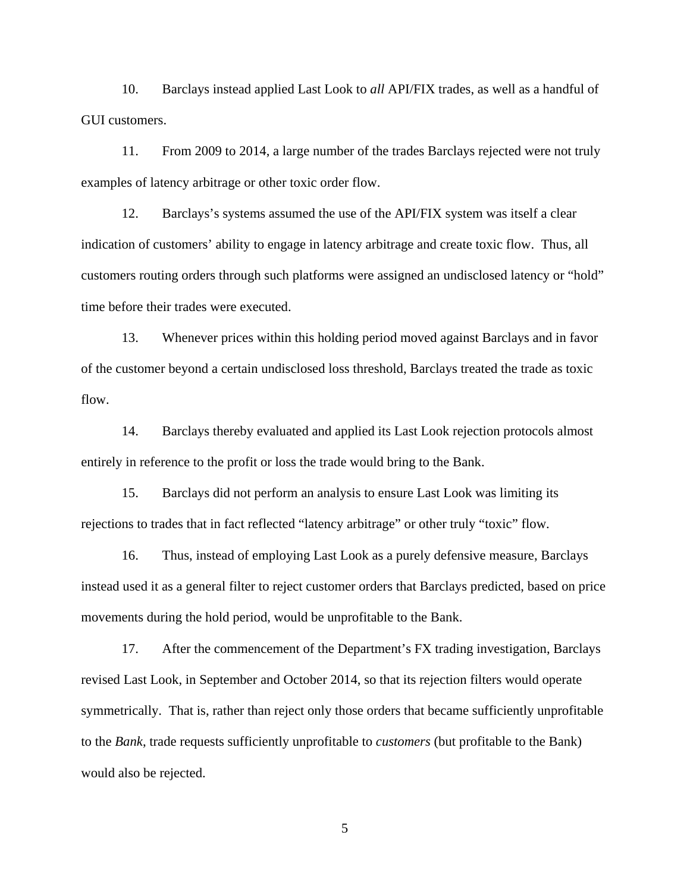10. Barclays instead applied Last Look to *all* API/FIX trades, as well as a handful of GUI customers.

11. From 2009 to 2014, a large number of the trades Barclays rejected were not truly examples of latency arbitrage or other toxic order flow.

12. Barclays's systems assumed the use of the API/FIX system was itself a clear indication of customers' ability to engage in latency arbitrage and create toxic flow. Thus, all customers routing orders through such platforms were assigned an undisclosed latency or "hold" time before their trades were executed.

13. Whenever prices within this holding period moved against Barclays and in favor of the customer beyond a certain undisclosed loss threshold, Barclays treated the trade as toxic flow.

14. Barclays thereby evaluated and applied its Last Look rejection protocols almost entirely in reference to the profit or loss the trade would bring to the Bank.

15. Barclays did not perform an analysis to ensure Last Look was limiting its rejections to trades that in fact reflected "latency arbitrage" or other truly "toxic" flow.

16. Thus, instead of employing Last Look as a purely defensive measure, Barclays instead used it as a general filter to reject customer orders that Barclays predicted, based on price movements during the hold period, would be unprofitable to the Bank.

17. After the commencement of the Department's FX trading investigation, Barclays revised Last Look, in September and October 2014, so that its rejection filters would operate symmetrically. That is, rather than reject only those orders that became sufficiently unprofitable to the *Bank*, trade requests sufficiently unprofitable to *customers* (but profitable to the Bank) would also be rejected.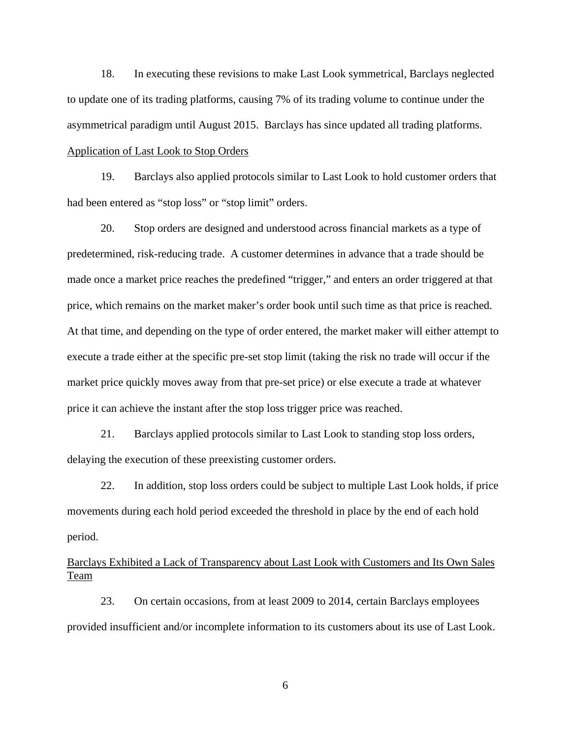18. In executing these revisions to make Last Look symmetrical, Barclays neglected to update one of its trading platforms, causing 7% of its trading volume to continue under the asymmetrical paradigm until August 2015. Barclays has since updated all trading platforms.

<u>Application of Last Look to Stop Orders</u>

19. Barclays also applied protocols similar to Last Look to hold customer orders that had been entered as "stop loss" or "stop limit" orders.

20. Stop orders are designed and understood across financial markets as a type of predetermined, risk-reducing trade. A customer determines in advance that a trade should be made once a market price reaches the predefined "trigger," and enters an order triggered at that price, which remains on the market maker's order book until such time as that price is reached. At that time, and depending on the type of order entered, the market maker will either attempt to execute a trade either at the specific pre-set stop limit (taking the risk no trade will occur if the market price quickly moves away from that pre-set price) or else execute a trade at whatever price it can achieve the instant after the stop loss trigger price was reached.

21. Barclays applied protocols similar to Last Look to standing stop loss orders, delaying the execution of these preexisting customer orders.

22. In addition, stop loss orders could be subject to multiple Last Look holds, if price movements during each hold period exceeded the threshold in place by the end of each hold period.

<u>Barclays Exhibited a Lack of Transparency about Last Look with Customers and Its Own Sales Team</u>

23. On certain occasions, from at least 2009 to 2014, certain Barclays employees provided insufficient and/or incomplete information to its customers about its use of Last Look.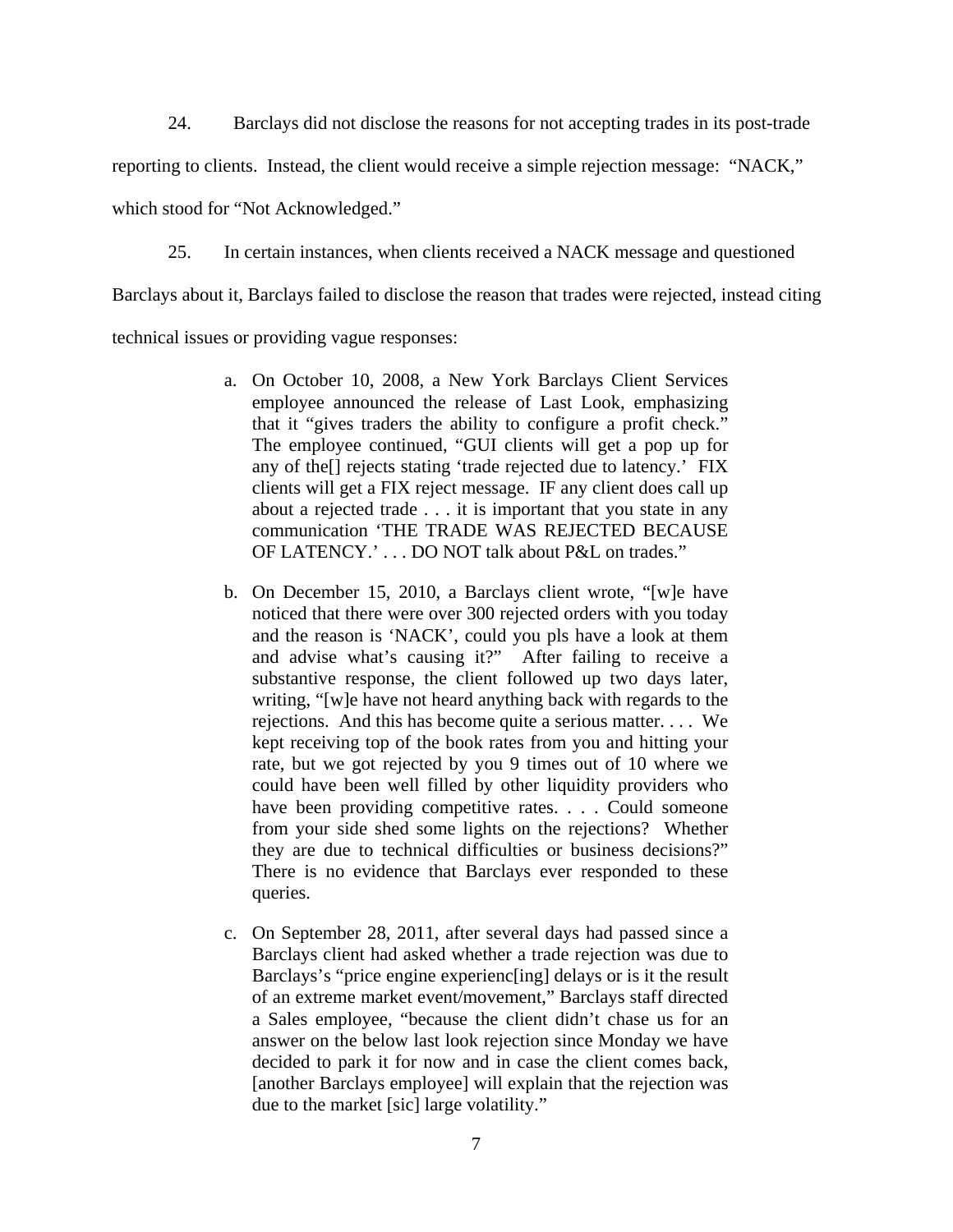24. Barclays did not disclose the reasons for not accepting trades in its post-trade reporting to clients. Instead, the client would receive a simple rejection message: "NACK," which stood for "Not Acknowledged."

25. In certain instances, when clients received a NACK message and questioned Barclays about it, Barclays failed to disclose the reason that trades were rejected, instead citing technical issues or providing vague responses:

> a. On October 10, 2008, a New York Barclays Client Services employee announced the release of Last Look, emphasizing that it "gives traders the ability to configure a profit check." The employee continued, "GUI clients will get a pop up for any of the[] rejects stating 'trade rejected due to latency.' FIX clients will get a FIX reject message. IF any client does call up about a rejected trade . . . it is important that you state in any communication 'THE TRADE WAS REJECTED BECAUSE OF LATENCY.' . . . DO NOT talk about P&L on trades."
>
> b. On December 15, 2010, a Barclays client wrote, "[w]e have noticed that there were over 300 rejected orders with you today and the reason is 'NACK', could you pls have a look at them and advise what's causing it?" After failing to receive a substantive response, the client followed up two days later, writing, "[w]e have not heard anything back with regards to the rejections. And this has become quite a serious matter. . . . We kept receiving top of the book rates from you and hitting your rate, but we got rejected by you 9 times out of 10 where we could have been well filled by other liquidity providers who have been providing competitive rates. . . . Could someone from your side shed some lights on the rejections? Whether they are due to technical difficulties or business decisions?" There is no evidence that Barclays ever responded to these queries.
>
> c. On September 28, 2011, after several days had passed since a Barclays client had asked whether a trade rejection was due to Barclays's "price engine experienc[ing] delays or is it the result of an extreme market event/movement," Barclays staff directed a Sales employee, "because the client didn't chase us for an answer on the below last look rejection since Monday we have decided to park it for now and in case the client comes back, [another Barclays employee] will explain that the rejection was due to the market [sic] large volatility."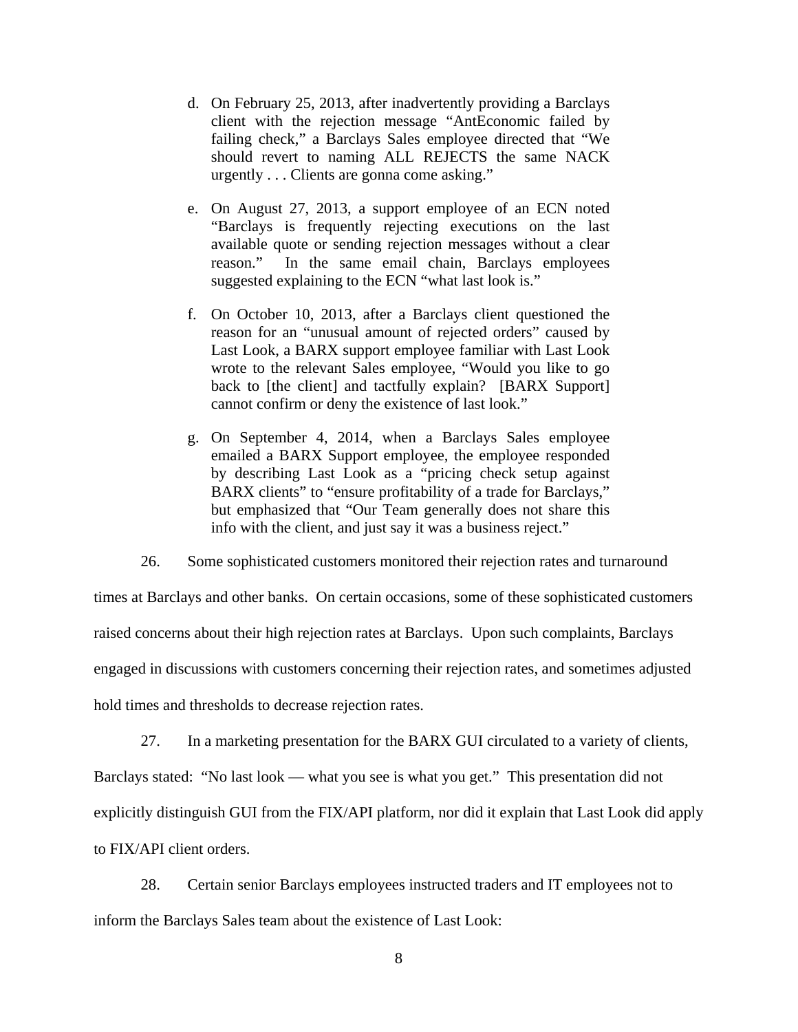d. On February 25, 2013, after inadvertently providing a Barclays client with the rejection message "AntEconomic failed by failing check," a Barclays Sales employee directed that "We should revert to naming ALL REJECTS the same NACK urgently . . . Clients are gonna come asking."

e. On August 27, 2013, a support employee of an ECN noted "Barclays is frequently rejecting executions on the last available quote or sending rejection messages without a clear reason." In the same email chain, Barclays employees suggested explaining to the ECN "what last look is."

f. On October 10, 2013, after a Barclays client questioned the reason for an "unusual amount of rejected orders" caused by Last Look, a BARX support employee familiar with Last Look wrote to the relevant Sales employee, "Would you like to go back to [the client] and tactfully explain? [BARX Support] cannot confirm or deny the existence of last look."

g. On September 4, 2014, when a Barclays Sales employee emailed a BARX Support employee, the employee responded by describing Last Look as a "pricing check setup against BARX clients" to "ensure profitability of a trade for Barclays," but emphasized that "Our Team generally does not share this info with the client, and just say it was a business reject."

26. Some sophisticated customers monitored their rejection rates and turnaround times at Barclays and other banks. On certain occasions, some of these sophisticated customers raised concerns about their high rejection rates at Barclays. Upon such complaints, Barclays engaged in discussions with customers concerning their rejection rates, and sometimes adjusted hold times and thresholds to decrease rejection rates.

27. In a marketing presentation for the BARX GUI circulated to a variety of clients, Barclays stated: "No last look — what you see is what you get." This presentation did not explicitly distinguish GUI from the FIX/API platform, nor did it explain that Last Look did apply to FIX/API client orders.

28. Certain senior Barclays employees instructed traders and IT employees not to inform the Barclays Sales team about the existence of Last Look: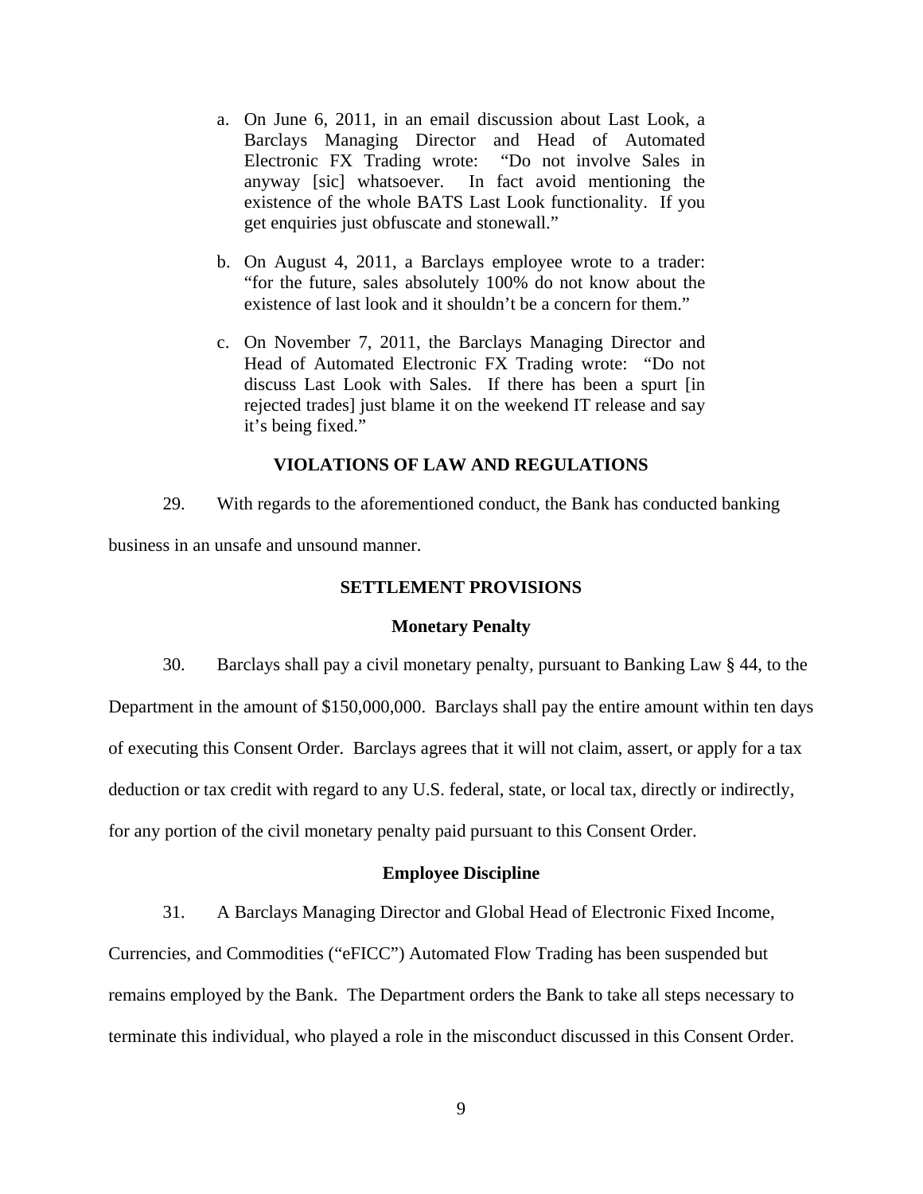a. On June 6, 2011, in an email discussion about Last Look, a Barclays Managing Director and Head of Automated Electronic FX Trading wrote: "Do not involve Sales in anyway [sic] whatsoever. In fact avoid mentioning the existence of the whole BATS Last Look functionality. If you get enquiries just obfuscate and stonewall."

b. On August 4, 2011, a Barclays employee wrote to a trader: "for the future, sales absolutely 100% do not know about the existence of last look and it shouldn't be a concern for them."

c. On November 7, 2011, the Barclays Managing Director and Head of Automated Electronic FX Trading wrote: "Do not discuss Last Look with Sales. If there has been a spurt [in rejected trades] just blame it on the weekend IT release and say it's being fixed."

## VIOLATIONS OF LAW AND REGULATIONS

29. With regards to the aforementioned conduct, the Bank has conducted banking business in an unsafe and unsound manner.

## SETTLEMENT PROVISIONS

### Monetary Penalty

30. Barclays shall pay a civil monetary penalty, pursuant to Banking Law § 44, to the Department in the amount of $150,000,000. Barclays shall pay the entire amount within ten days of executing this Consent Order. Barclays agrees that it will not claim, assert, or apply for a tax deduction or tax credit with regard to any U.S. federal, state, or local tax, directly or indirectly, for any portion of the civil monetary penalty paid pursuant to this Consent Order.

### Employee Discipline

31. A Barclays Managing Director and Global Head of Electronic Fixed Income, Currencies, and Commodities ("eFICC") Automated Flow Trading has been suspended but remains employed by the Bank. The Department orders the Bank to take all steps necessary to terminate this individual, who played a role in the misconduct discussed in this Consent Order.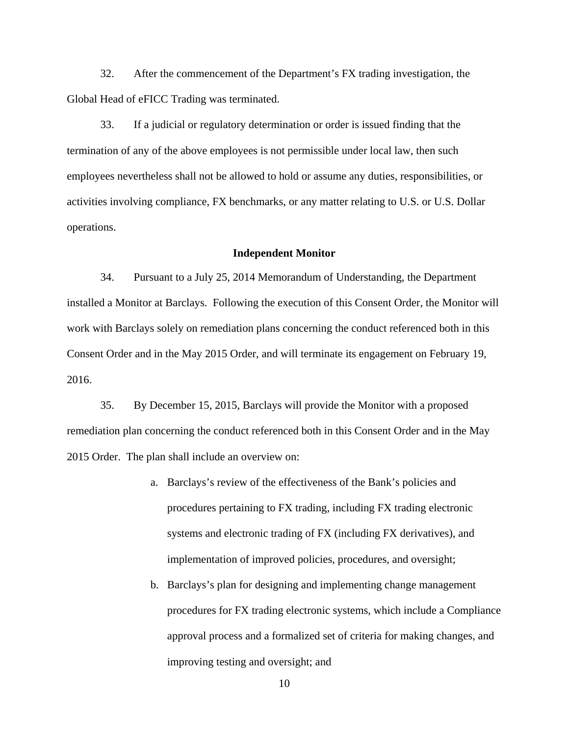32. After the commencement of the Department's FX trading investigation, the Global Head of eFICC Trading was terminated.

33. If a judicial or regulatory determination or order is issued finding that the termination of any of the above employees is not permissible under local law, then such employees nevertheless shall not be allowed to hold or assume any duties, responsibilities, or activities involving compliance, FX benchmarks, or any matter relating to U.S. or U.S. Dollar operations.

**Independent Monitor**

34. Pursuant to a July 25, 2014 Memorandum of Understanding, the Department installed a Monitor at Barclays. Following the execution of this Consent Order, the Monitor will work with Barclays solely on remediation plans concerning the conduct referenced both in this Consent Order and in the May 2015 Order, and will terminate its engagement on February 19, 2016.

35. By December 15, 2015, Barclays will provide the Monitor with a proposed remediation plan concerning the conduct referenced both in this Consent Order and in the May 2015 Order. The plan shall include an overview on:

a. Barclays's review of the effectiveness of the Bank's policies and procedures pertaining to FX trading, including FX trading electronic systems and electronic trading of FX (including FX derivatives), and implementation of improved policies, procedures, and oversight;

b. Barclays's plan for designing and implementing change management procedures for FX trading electronic systems, which include a Compliance approval process and a formalized set of criteria for making changes, and improving testing and oversight; and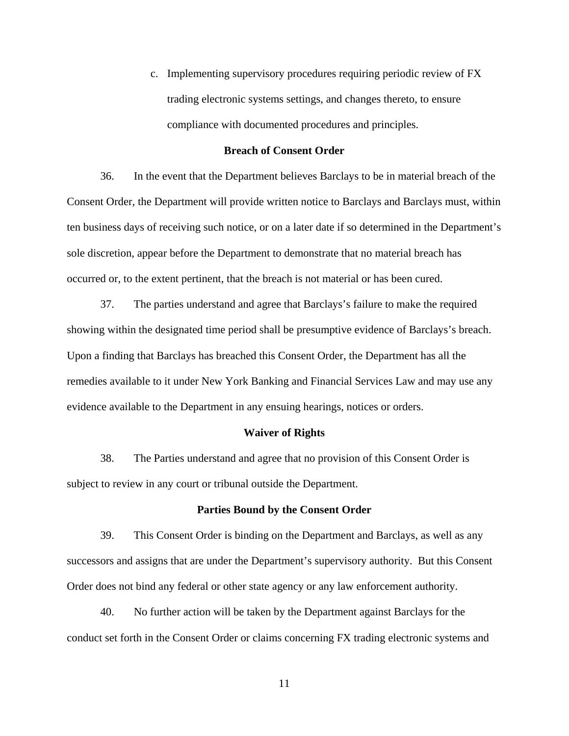c. Implementing supervisory procedures requiring periodic review of FX trading electronic systems settings, and changes thereto, to ensure compliance with documented procedures and principles.

**Breach of Consent Order**

36. In the event that the Department believes Barclays to be in material breach of the Consent Order, the Department will provide written notice to Barclays and Barclays must, within ten business days of receiving such notice, or on a later date if so determined in the Department's sole discretion, appear before the Department to demonstrate that no material breach has occurred or, to the extent pertinent, that the breach is not material or has been cured.

37. The parties understand and agree that Barclays's failure to make the required showing within the designated time period shall be presumptive evidence of Barclays's breach. Upon a finding that Barclays has breached this Consent Order, the Department has all the remedies available to it under New York Banking and Financial Services Law and may use any evidence available to the Department in any ensuing hearings, notices or orders.

**Waiver of Rights**

38. The Parties understand and agree that no provision of this Consent Order is subject to review in any court or tribunal outside the Department.

**Parties Bound by the Consent Order**

39. This Consent Order is binding on the Department and Barclays, as well as any successors and assigns that are under the Department's supervisory authority. But this Consent Order does not bind any federal or other state agency or any law enforcement authority.

40. No further action will be taken by the Department against Barclays for the conduct set forth in the Consent Order or claims concerning FX trading electronic systems and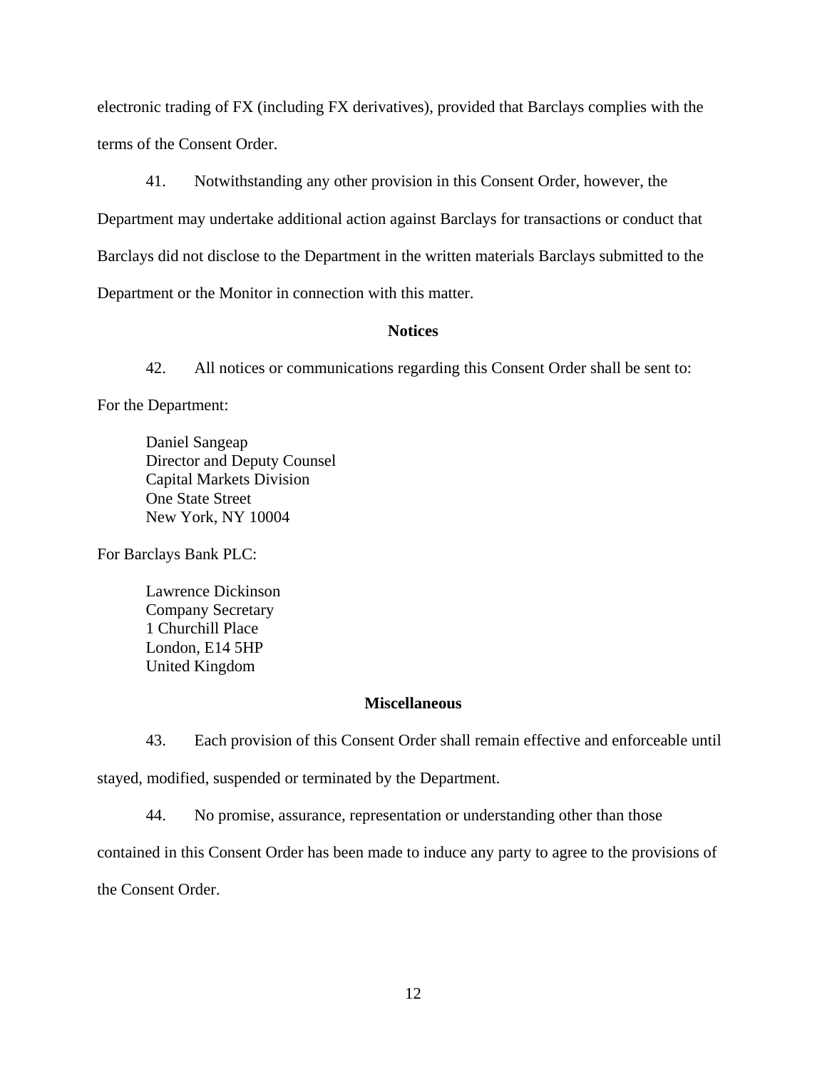electronic trading of FX (including FX derivatives), provided that Barclays complies with the terms of the Consent Order.

41. Notwithstanding any other provision in this Consent Order, however, the Department may undertake additional action against Barclays for transactions or conduct that Barclays did not disclose to the Department in the written materials Barclays submitted to the Department or the Monitor in connection with this matter.

**Notices**

42. All notices or communications regarding this Consent Order shall be sent to:

For the Department:

Daniel Sangeap
Director and Deputy Counsel
Capital Markets Division
One State Street
New York, NY 10004

For Barclays Bank PLC:

Lawrence Dickinson
Company Secretary
1 Churchill Place
London, E14 5HP
United Kingdom

**Miscellaneous**

43. Each provision of this Consent Order shall remain effective and enforceable until stayed, modified, suspended or terminated by the Department.

44. No promise, assurance, representation or understanding other than those contained in this Consent Order has been made to induce any party to agree to the provisions of the Consent Order.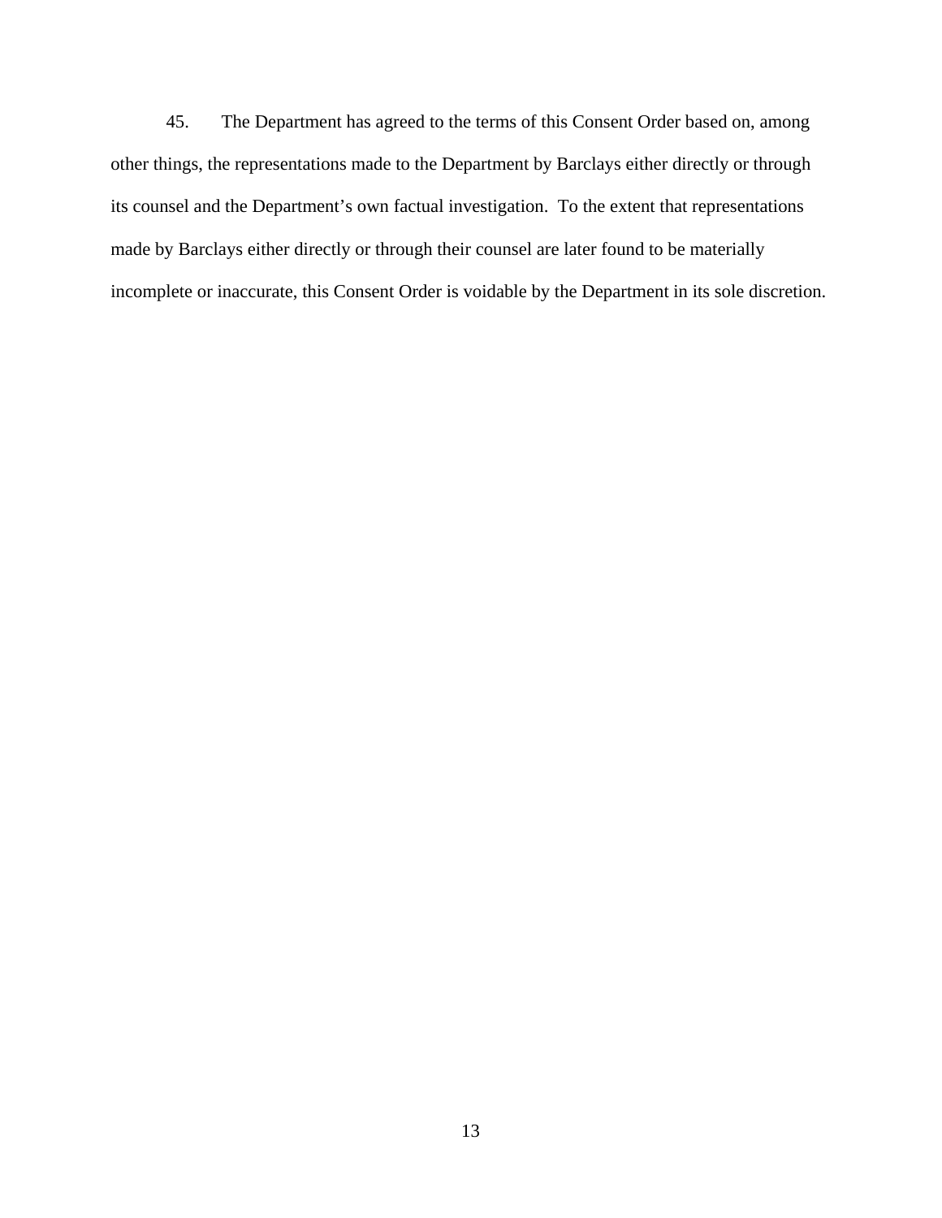45. The Department has agreed to the terms of this Consent Order based on, among other things, the representations made to the Department by Barclays either directly or through its counsel and the Department's own factual investigation. To the extent that representations made by Barclays either directly or through their counsel are later found to be materially incomplete or inaccurate, this Consent Order is voidable by the Department in its sole discretion.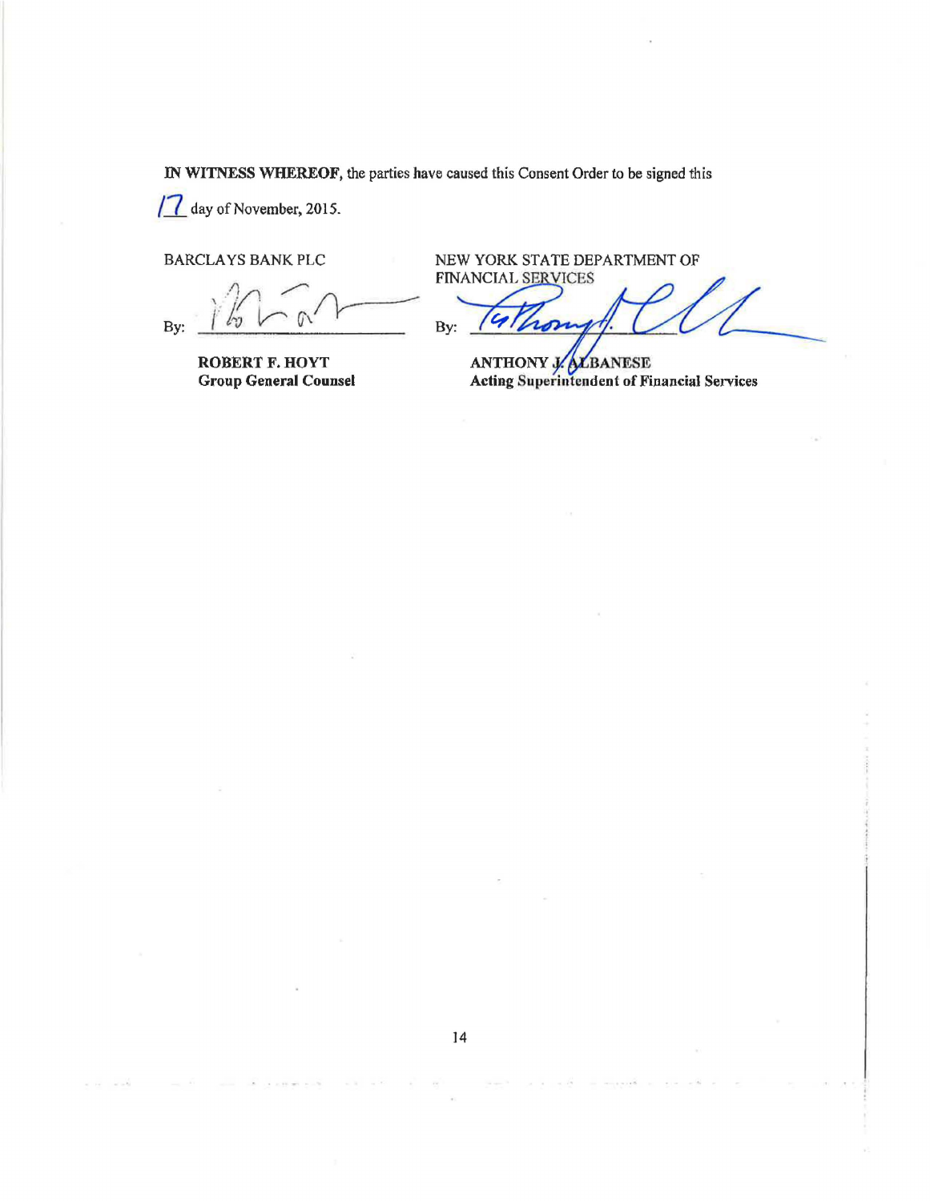**IN WITNESS WHEREOF,** the parties have caused this Consent Order to be signed this 17 day of November, 2015.

BARCLAYS BANK PLC

By: ______________________

**ROBERT F. HOYT**
**Group General Counsel**

NEW YORK STATE DEPARTMENT OF FINANCIAL SERVICES

By: ______________________

**ANTHONY J. ALBANESE**
**Acting Superintendent of Financial Services**